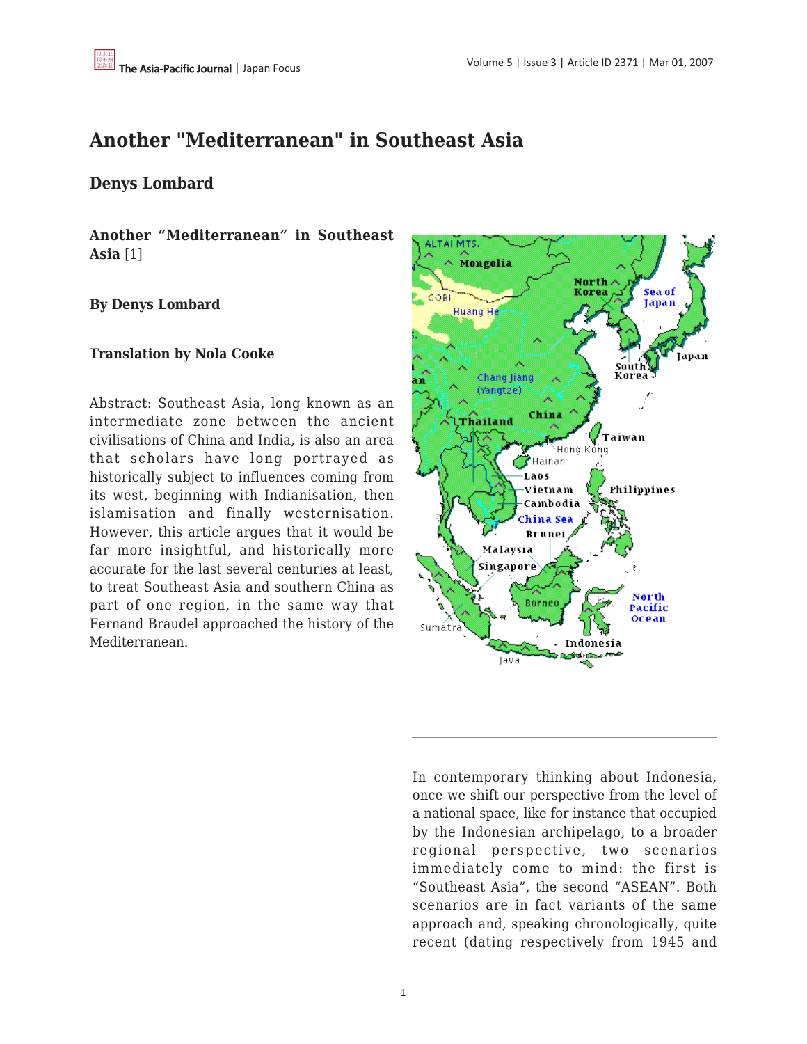# Another "Mediterranean" in Southeast Asia

## Denys Lombard

**Another "Mediterranean" in Southeast Asia** [1]

**By Denys Lombard**

**Translation by Nola Cooke**

Abstract: Southeast Asia, long known as an intermediate zone between the ancient civilisations of China and India, is also an area that scholars have long portrayed as historically subject to influences coming from its west, beginning with Indianisation, then islamisation and finally westernisation. However, this article argues that it would be far more insightful, and historically more accurate for the last several centuries at least, to treat Southeast Asia and southern China as part of one region, in the same way that Fernand Braudel approached the history of the Mediterranean.

---

In contemporary thinking about Indonesia, once we shift our perspective from the level of a national space, like for instance that occupied by the Indonesian archipelago, to a broader regional perspective, two scenarios immediately come to mind: the first is "Southeast Asia", the second "ASEAN". Both scenarios are in fact variants of the same approach and, speaking chronologically, quite recent (dating respectively from 1945 and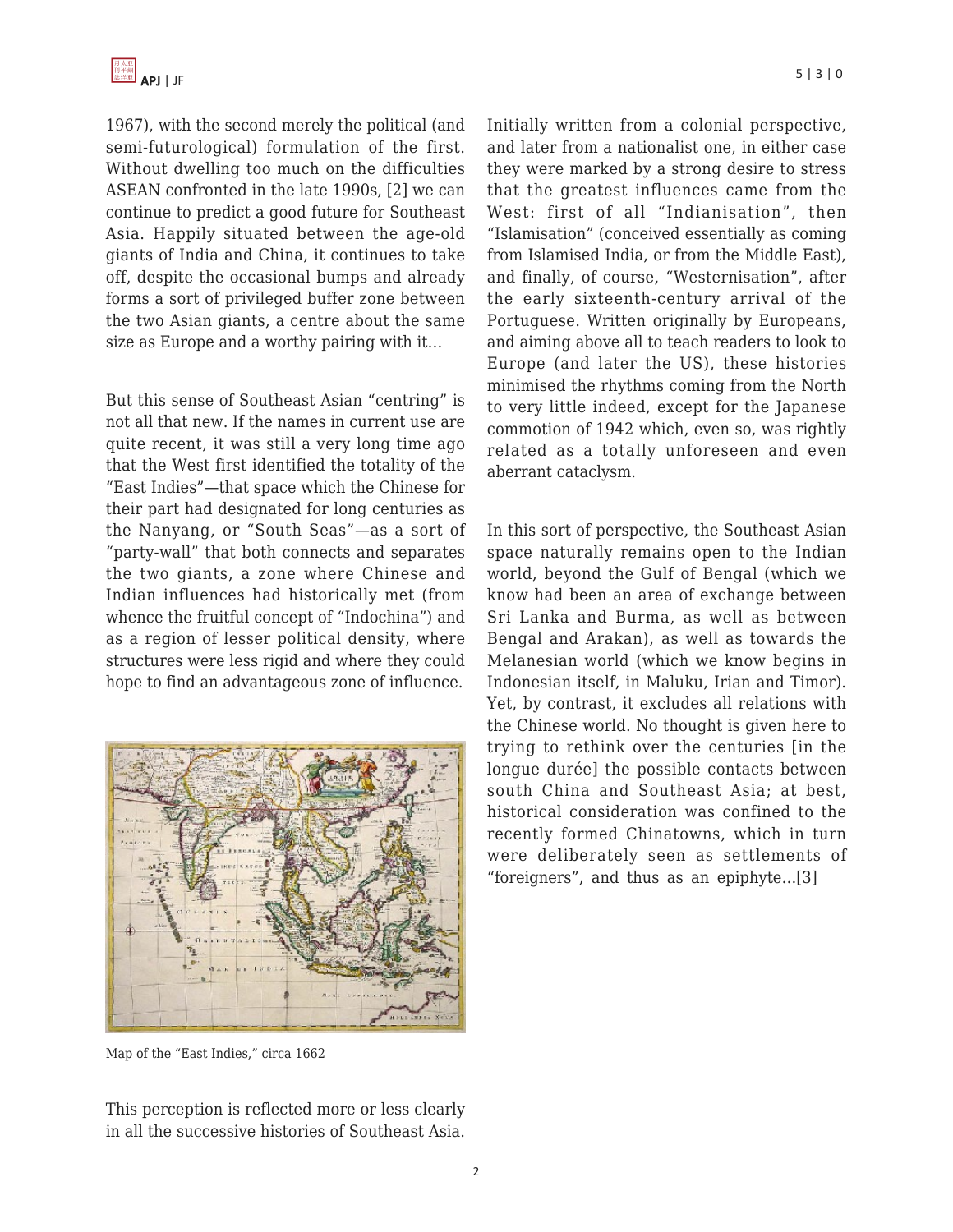1967), with the second merely the political (and semi-futurological) formulation of the first. Without dwelling too much on the difficulties ASEAN confronted in the late 1990s, [2] we can continue to predict a good future for Southeast Asia. Happily situated between the age-old giants of India and China, it continues to take off, despite the occasional bumps and already forms a sort of privileged buffer zone between the two Asian giants, a centre about the same size as Europe and a worthy pairing with it…

But this sense of Southeast Asian "centring" is not all that new. If the names in current use are quite recent, it was still a very long time ago that the West first identified the totality of the "East Indies"—that space which the Chinese for their part had designated for long centuries as the Nanyang, or "South Seas"—as a sort of "party-wall" that both connects and separates the two giants, a zone where Chinese and Indian influences had historically met (from whence the fruitful concept of "Indochina") and as a region of lesser political density, where structures were less rigid and where they could hope to find an advantageous zone of influence.

Map of the "East Indies," circa 1662

This perception is reflected more or less clearly in all the successive histories of Southeast Asia. Initially written from a colonial perspective, and later from a nationalist one, in either case they were marked by a strong desire to stress that the greatest influences came from the West: first of all "Indianisation", then "Islamisation" (conceived essentially as coming from Islamised India, or from the Middle East), and finally, of course, "Westernisation", after the early sixteenth-century arrival of the Portuguese. Written originally by Europeans, and aiming above all to teach readers to look to Europe (and later the US), these histories minimised the rhythms coming from the North to very little indeed, except for the Japanese commotion of 1942 which, even so, was rightly related as a totally unforeseen and even aberrant cataclysm.

In this sort of perspective, the Southeast Asian space naturally remains open to the Indian world, beyond the Gulf of Bengal (which we know had been an area of exchange between Sri Lanka and Burma, as well as between Bengal and Arakan), as well as towards the Melanesian world (which we know begins in Indonesian itself, in Maluku, Irian and Timor). Yet, by contrast, it excludes all relations with the Chinese world. No thought is given here to trying to rethink over the centuries [in the longue durée] the possible contacts between south China and Southeast Asia; at best, historical consideration was confined to the recently formed Chinatowns, which in turn were deliberately seen as settlements of "foreigners", and thus as an epiphyte…[3]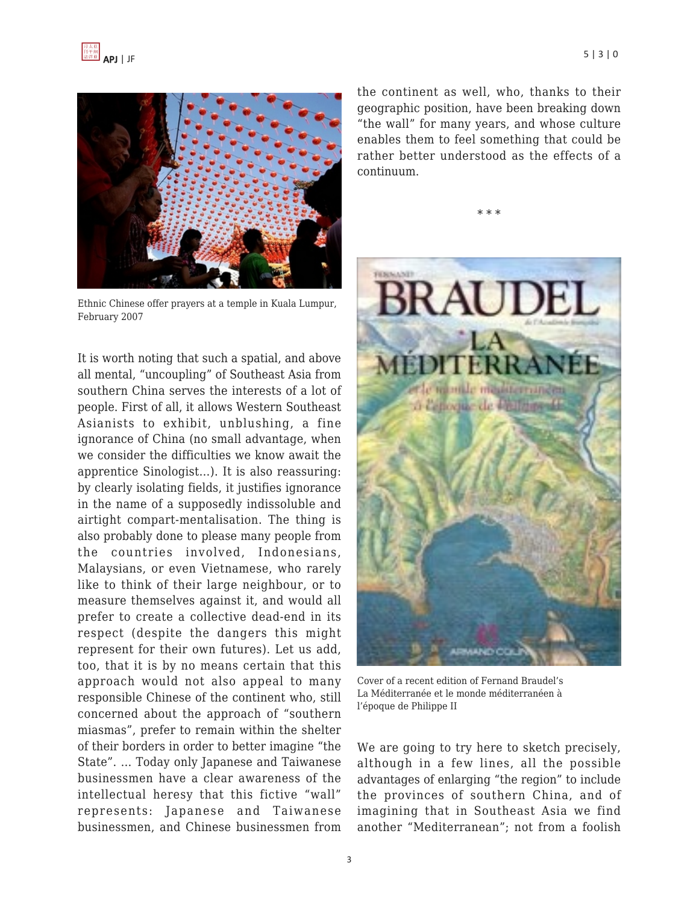Ethnic Chinese offer prayers at a temple in Kuala Lumpur, February 2007

It is worth noting that such a spatial, and above all mental, "uncoupling" of Southeast Asia from southern China serves the interests of a lot of people. First of all, it allows Western Southeast Asianists to exhibit, unblushing, a fine ignorance of China (no small advantage, when we consider the difficulties we know await the apprentice Sinologist...). It is also reassuring: by clearly isolating fields, it justifies ignorance in the name of a supposedly indissoluble and airtight compart-mentalisation. The thing is also probably done to please many people from the countries involved, Indonesians, Malaysians, or even Vietnamese, who rarely like to think of their large neighbour, or to measure themselves against it, and would all prefer to create a collective dead-end in its respect (despite the dangers this might represent for their own futures). Let us add, too, that it is by no means certain that this approach would not also appeal to many responsible Chinese of the continent who, still concerned about the approach of "southern miasmas", prefer to remain within the shelter of their borders in order to better imagine "the State". ... Today only Japanese and Taiwanese businessmen have a clear awareness of the intellectual heresy that this fictive "wall" represents: Japanese and Taiwanese businessmen, and Chinese businessmen from the continent as well, who, thanks to their geographic position, have been breaking down "the wall" for many years, and whose culture enables them to feel something that could be rather better understood as the effects of a continuum.

\* \* \*

Cover of a recent edition of Fernand Braudel's La Méditerranée et le monde méditerranéen à l'époque de Philippe II

We are going to try here to sketch precisely, although in a few lines, all the possible advantages of enlarging "the region" to include the provinces of southern China, and of imagining that in Southeast Asia we find another "Mediterranean"; not from a foolish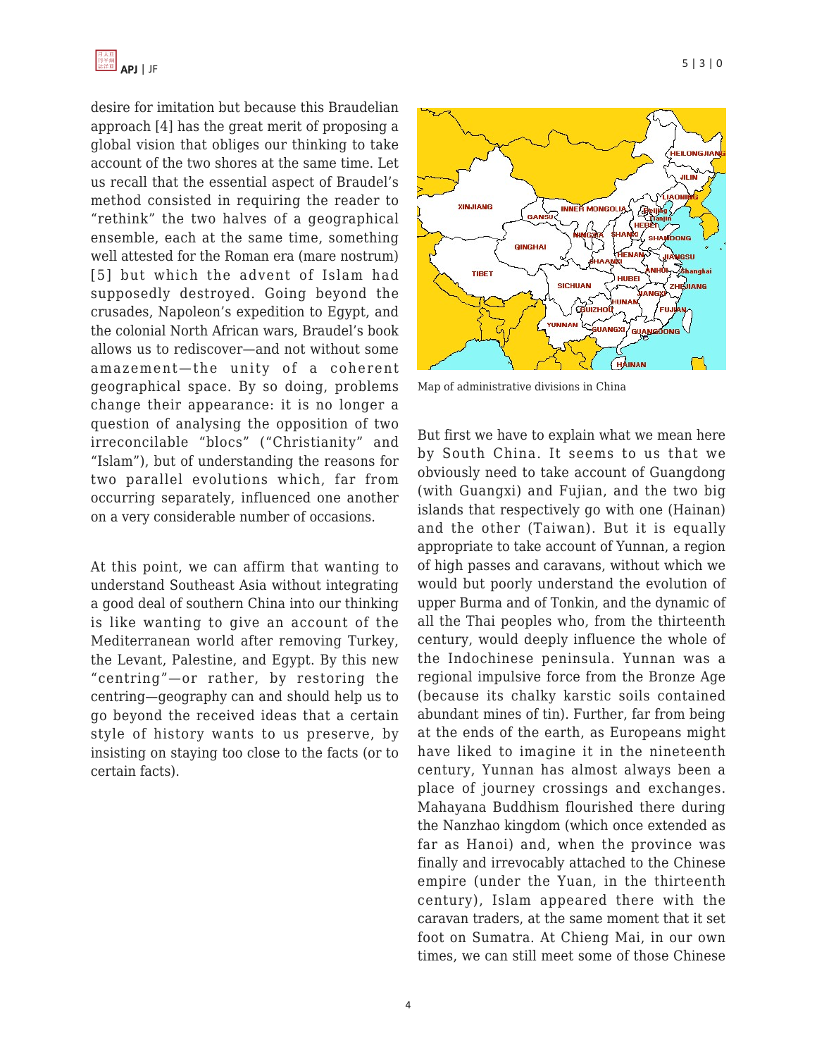desire for imitation but because this Braudelian approach [4] has the great merit of proposing a global vision that obliges our thinking to take account of the two shores at the same time. Let us recall that the essential aspect of Braudel's method consisted in requiring the reader to "rethink" the two halves of a geographical ensemble, each at the same time, something well attested for the Roman era (mare nostrum) [5] but which the advent of Islam had supposedly destroyed. Going beyond the crusades, Napoleon's expedition to Egypt, and the colonial North African wars, Braudel's book allows us to rediscover—and not without some amazement—the unity of a coherent geographical space. By so doing, problems change their appearance: it is no longer a question of analysing the opposition of two irreconcilable "blocs" ("Christianity" and "Islam"), but of understanding the reasons for two parallel evolutions which, far from occurring separately, influenced one another on a very considerable number of occasions.

At this point, we can affirm that wanting to understand Southeast Asia without integrating a good deal of southern China into our thinking is like wanting to give an account of the Mediterranean world after removing Turkey, the Levant, Palestine, and Egypt. By this new "centring"—or rather, by restoring the centring—geography can and should help us to go beyond the received ideas that a certain style of history wants to us preserve, by insisting on staying too close to the facts (or to certain facts).

Map of administrative divisions in China

But first we have to explain what we mean here by South China. It seems to us that we obviously need to take account of Guangdong (with Guangxi) and Fujian, and the two big islands that respectively go with one (Hainan) and the other (Taiwan). But it is equally appropriate to take account of Yunnan, a region of high passes and caravans, without which we would but poorly understand the evolution of upper Burma and of Tonkin, and the dynamic of all the Thai peoples who, from the thirteenth century, would deeply influence the whole of the Indochinese peninsula. Yunnan was a regional impulsive force from the Bronze Age (because its chalky karstic soils contained abundant mines of tin). Further, far from being at the ends of the earth, as Europeans might have liked to imagine it in the nineteenth century, Yunnan has almost always been a place of journey crossings and exchanges. Mahayana Buddhism flourished there during the Nanzhao kingdom (which once extended as far as Hanoi) and, when the province was finally and irrevocably attached to the Chinese empire (under the Yuan, in the thirteenth century), Islam appeared there with the caravan traders, at the same moment that it set foot on Sumatra. At Chieng Mai, in our own times, we can still meet some of those Chinese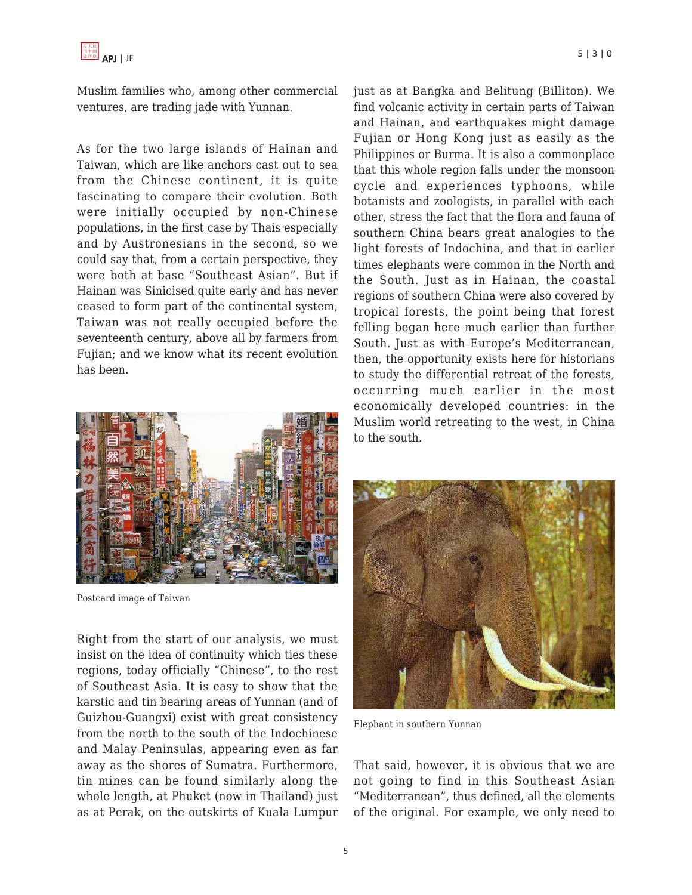Muslim families who, among other commercial ventures, are trading jade with Yunnan.

As for the two large islands of Hainan and Taiwan, which are like anchors cast out to sea from the Chinese continent, it is quite fascinating to compare their evolution. Both were initially occupied by non-Chinese populations, in the first case by Thais especially and by Austronesians in the second, so we could say that, from a certain perspective, they were both at base "Southeast Asian". But if Hainan was Sinicised quite early and has never ceased to form part of the continental system, Taiwan was not really occupied before the seventeenth century, above all by farmers from Fujian; and we know what its recent evolution has been.

Postcard image of Taiwan

Right from the start of our analysis, we must insist on the idea of continuity which ties these regions, today officially "Chinese", to the rest of Southeast Asia. It is easy to show that the karstic and tin bearing areas of Yunnan (and of Guizhou-Guangxi) exist with great consistency from the north to the south of the Indochinese and Malay Peninsulas, appearing even as far away as the shores of Sumatra. Furthermore, tin mines can be found similarly along the whole length, at Phuket (now in Thailand) just as at Perak, on the outskirts of Kuala Lumpur just as at Bangka and Belitung (Billiton). We find volcanic activity in certain parts of Taiwan and Hainan, and earthquakes might damage Fujian or Hong Kong just as easily as the Philippines or Burma. It is also a commonplace that this whole region falls under the monsoon cycle and experiences typhoons, while botanists and zoologists, in parallel with each other, stress the fact that the flora and fauna of southern China bears great analogies to the light forests of Indochina, and that in earlier times elephants were common in the North and the South. Just as in Hainan, the coastal regions of southern China were also covered by tropical forests, the point being that forest felling began here much earlier than further South. Just as with Europe's Mediterranean, then, the opportunity exists here for historians to study the differential retreat of the forests, occurring much earlier in the most economically developed countries: in the Muslim world retreating to the west, in China to the south.

Elephant in southern Yunnan

That said, however, it is obvious that we are not going to find in this Southeast Asian "Mediterranean", thus defined, all the elements of the original. For example, we only need to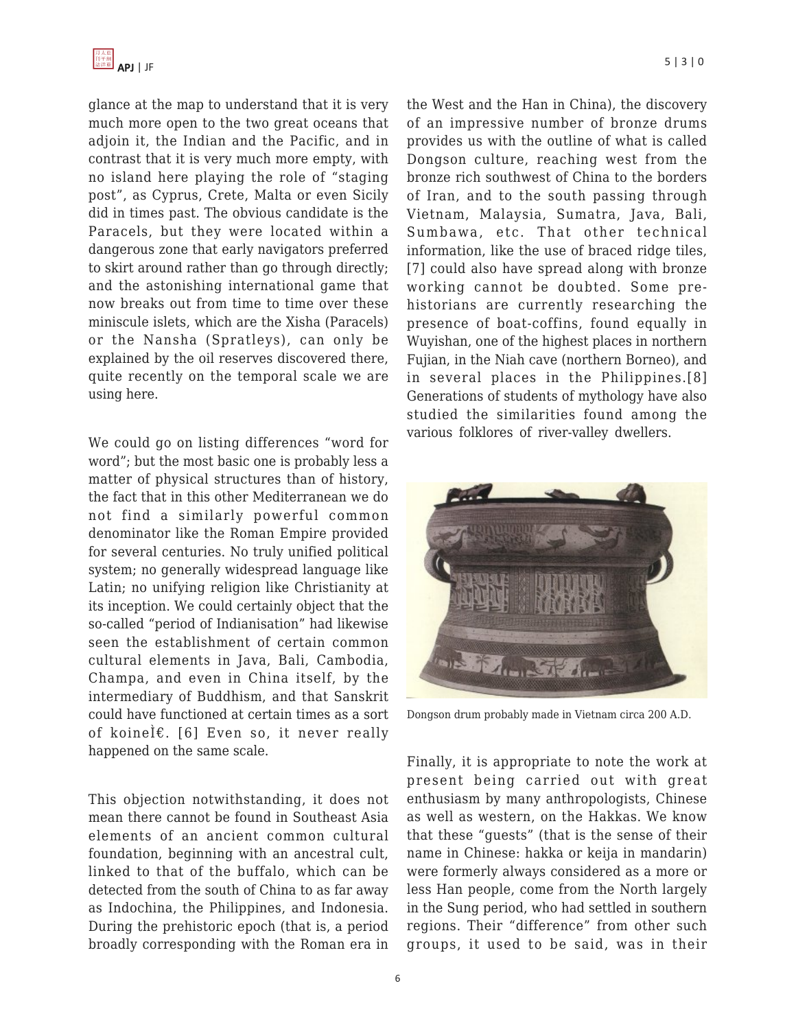glance at the map to understand that it is very much more open to the two great oceans that adjoin it, the Indian and the Pacific, and in contrast that it is very much more empty, with no island here playing the role of "staging post", as Cyprus, Crete, Malta or even Sicily did in times past. The obvious candidate is the Paracels, but they were located within a dangerous zone that early navigators preferred to skirt around rather than go through directly; and the astonishing international game that now breaks out from time to time over these miniscule islets, which are the Xisha (Paracels) or the Nansha (Spratleys), can only be explained by the oil reserves discovered there, quite recently on the temporal scale we are using here.

We could go on listing differences "word for word"; but the most basic one is probably less a matter of physical structures than of history, the fact that in this other Mediterranean we do not find a similarly powerful common denominator like the Roman Empire provided for several centuries. No truly unified political system; no generally widespread language like Latin; no unifying religion like Christianity at its inception. We could certainly object that the so-called "period of Indianisation" had likewise seen the establishment of certain common cultural elements in Java, Bali, Cambodia, Champa, and even in China itself, by the intermediary of Buddhism, and that Sanskrit could have functioned at certain times as a sort of koineÌ€. [6] Even so, it never really happened on the same scale.

This objection notwithstanding, it does not mean there cannot be found in Southeast Asia elements of an ancient common cultural foundation, beginning with an ancestral cult, linked to that of the buffalo, which can be detected from the south of China to as far away as Indochina, the Philippines, and Indonesia. During the prehistoric epoch (that is, a period broadly corresponding with the Roman era in the West and the Han in China), the discovery of an impressive number of bronze drums provides us with the outline of what is called Dongson culture, reaching west from the bronze rich southwest of China to the borders of Iran, and to the south passing through Vietnam, Malaysia, Sumatra, Java, Bali, Sumbawa, etc. That other technical information, like the use of braced ridge tiles, [7] could also have spread along with bronze working cannot be doubted. Some pre-historians are currently researching the presence of boat-coffins, found equally in Wuyishan, one of the highest places in northern Fujian, in the Niah cave (northern Borneo), and in several places in the Philippines.[8] Generations of students of mythology have also studied the similarities found among the various folklores of river-valley dwellers.

Dongson drum probably made in Vietnam circa 200 A.D.

Finally, it is appropriate to note the work at present being carried out with great enthusiasm by many anthropologists, Chinese as well as western, on the Hakkas. We know that these "guests" (that is the sense of their name in Chinese: hakka or keija in mandarin) were formerly always considered as a more or less Han people, come from the North largely in the Sung period, who had settled in southern regions. Their "difference" from other such groups, it used to be said, was in their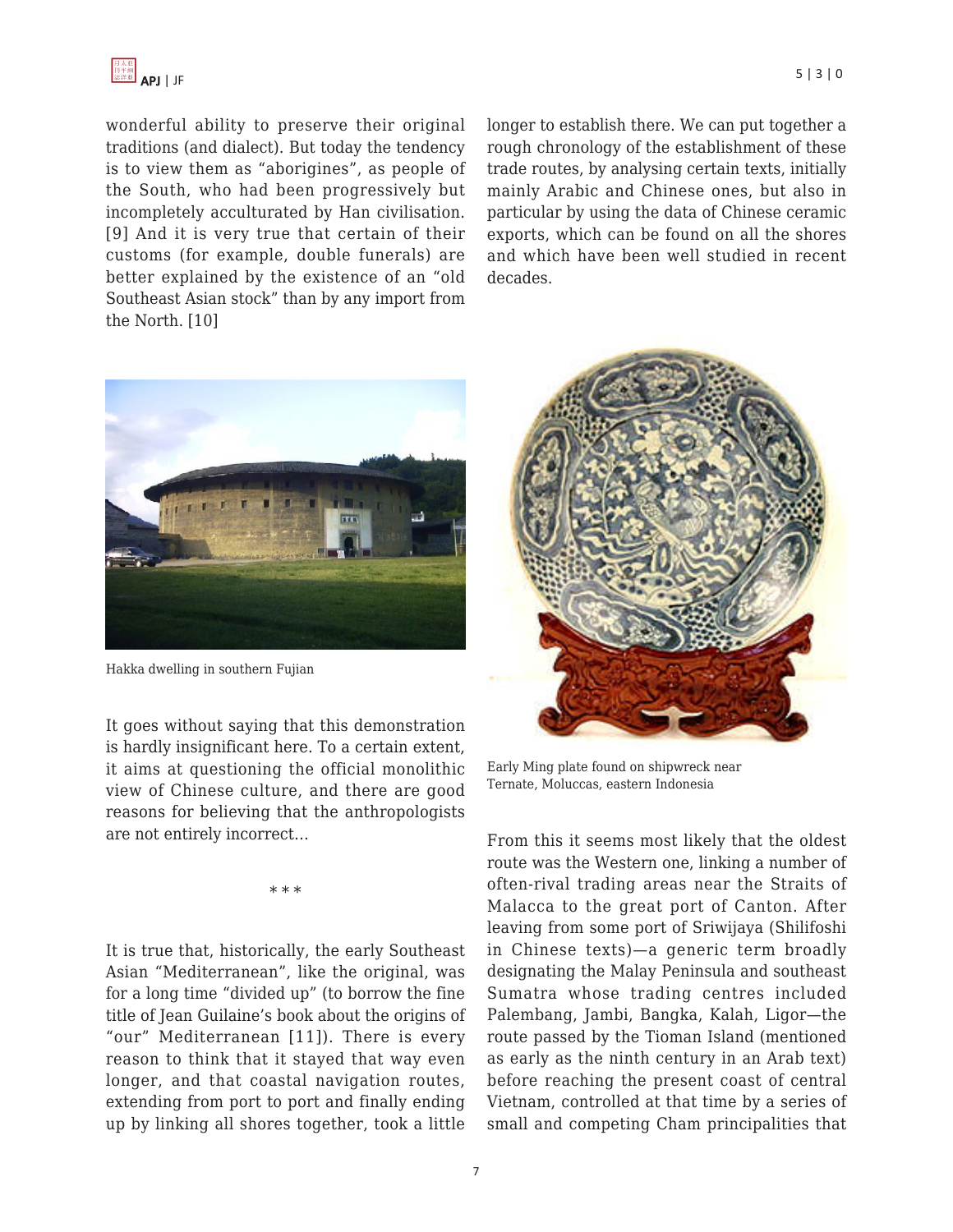wonderful ability to preserve their original traditions (and dialect). But today the tendency is to view them as "aborigines", as people of the South, who had been progressively but incompletely acculturated by Han civilisation. [9] And it is very true that certain of their customs (for example, double funerals) are better explained by the existence of an "old Southeast Asian stock" than by any import from the North. [10]

Hakka dwelling in southern Fujian

It goes without saying that this demonstration is hardly insignificant here. To a certain extent, it aims at questioning the official monolithic view of Chinese culture, and there are good reasons for believing that the anthropologists are not entirely incorrect…

* * *

It is true that, historically, the early Southeast Asian "Mediterranean", like the original, was for a long time "divided up" (to borrow the fine title of Jean Guilaine's book about the origins of "our" Mediterranean [11]). There is every reason to think that it stayed that way even longer, and that coastal navigation routes, extending from port to port and finally ending up by linking all shores together, took a little longer to establish there. We can put together a rough chronology of the establishment of these trade routes, by analysing certain texts, initially mainly Arabic and Chinese ones, but also in particular by using the data of Chinese ceramic exports, which can be found on all the shores and which have been well studied in recent decades.

Early Ming plate found on shipwreck near Ternate, Moluccas, eastern Indonesia

From this it seems most likely that the oldest route was the Western one, linking a number of often-rival trading areas near the Straits of Malacca to the great port of Canton. After leaving from some port of Sriwijaya (Shilifoshi in Chinese texts)—a generic term broadly designating the Malay Peninsula and southeast Sumatra whose trading centres included Palembang, Jambi, Bangka, Kalah, Ligor—the route passed by the Tioman Island (mentioned as early as the ninth century in an Arab text) before reaching the present coast of central Vietnam, controlled at that time by a series of small and competing Cham principalities that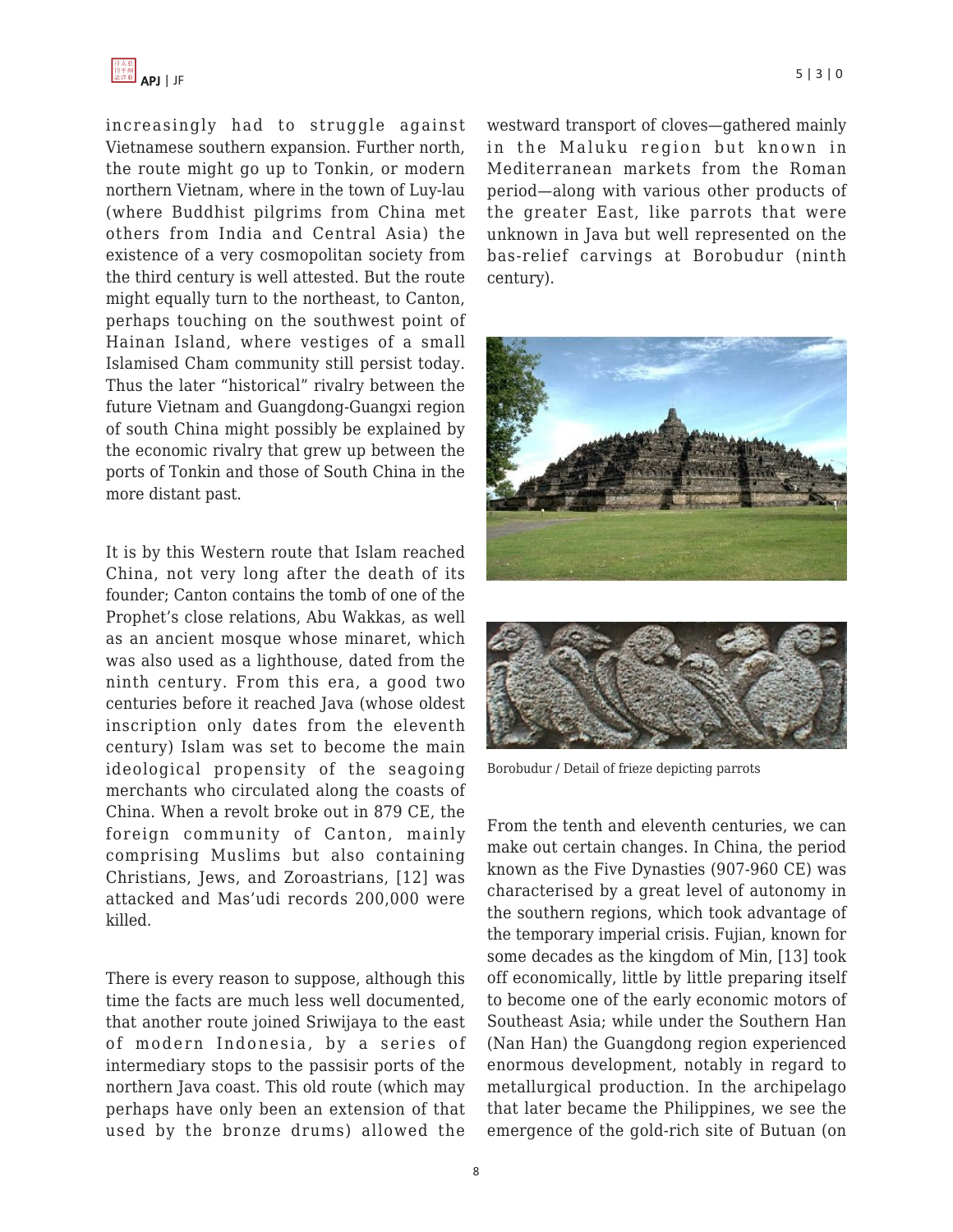increasingly had to struggle against Vietnamese southern expansion. Further north, the route might go up to Tonkin, or modern northern Vietnam, where in the town of Luy-lau (where Buddhist pilgrims from China met others from India and Central Asia) the existence of a very cosmopolitan society from the third century is well attested. But the route might equally turn to the northeast, to Canton, perhaps touching on the southwest point of Hainan Island, where vestiges of a small Islamised Cham community still persist today. Thus the later "historical" rivalry between the future Vietnam and Guangdong-Guangxi region of south China might possibly be explained by the economic rivalry that grew up between the ports of Tonkin and those of South China in the more distant past.

It is by this Western route that Islam reached China, not very long after the death of its founder; Canton contains the tomb of one of the Prophet's close relations, Abu Wakkas, as well as an ancient mosque whose minaret, which was also used as a lighthouse, dated from the ninth century. From this era, a good two centuries before it reached Java (whose oldest inscription only dates from the eleventh century) Islam was set to become the main ideological propensity of the seagoing merchants who circulated along the coasts of China. When a revolt broke out in 879 CE, the foreign community of Canton, mainly comprising Muslims but also containing Christians, Jews, and Zoroastrians, [12] was attacked and Mas'udi records 200,000 were killed.

There is every reason to suppose, although this time the facts are much less well documented, that another route joined Sriwijaya to the east of modern Indonesia, by a series of intermediary stops to the passisir ports of the northern Java coast. This old route (which may perhaps have only been an extension of that used by the bronze drums) allowed the westward transport of cloves—gathered mainly in the Maluku region but known in Mediterranean markets from the Roman period—along with various other products of the greater East, like parrots that were unknown in Java but well represented on the bas-relief carvings at Borobudur (ninth century).

Borobudur / Detail of frieze depicting parrots

From the tenth and eleventh centuries, we can make out certain changes. In China, the period known as the Five Dynasties (907-960 CE) was characterised by a great level of autonomy in the southern regions, which took advantage of the temporary imperial crisis. Fujian, known for some decades as the kingdom of Min, [13] took off economically, little by little preparing itself to become one of the early economic motors of Southeast Asia; while under the Southern Han (Nan Han) the Guangdong region experienced enormous development, notably in regard to metallurgical production. In the archipelago that later became the Philippines, we see the emergence of the gold-rich site of Butuan (on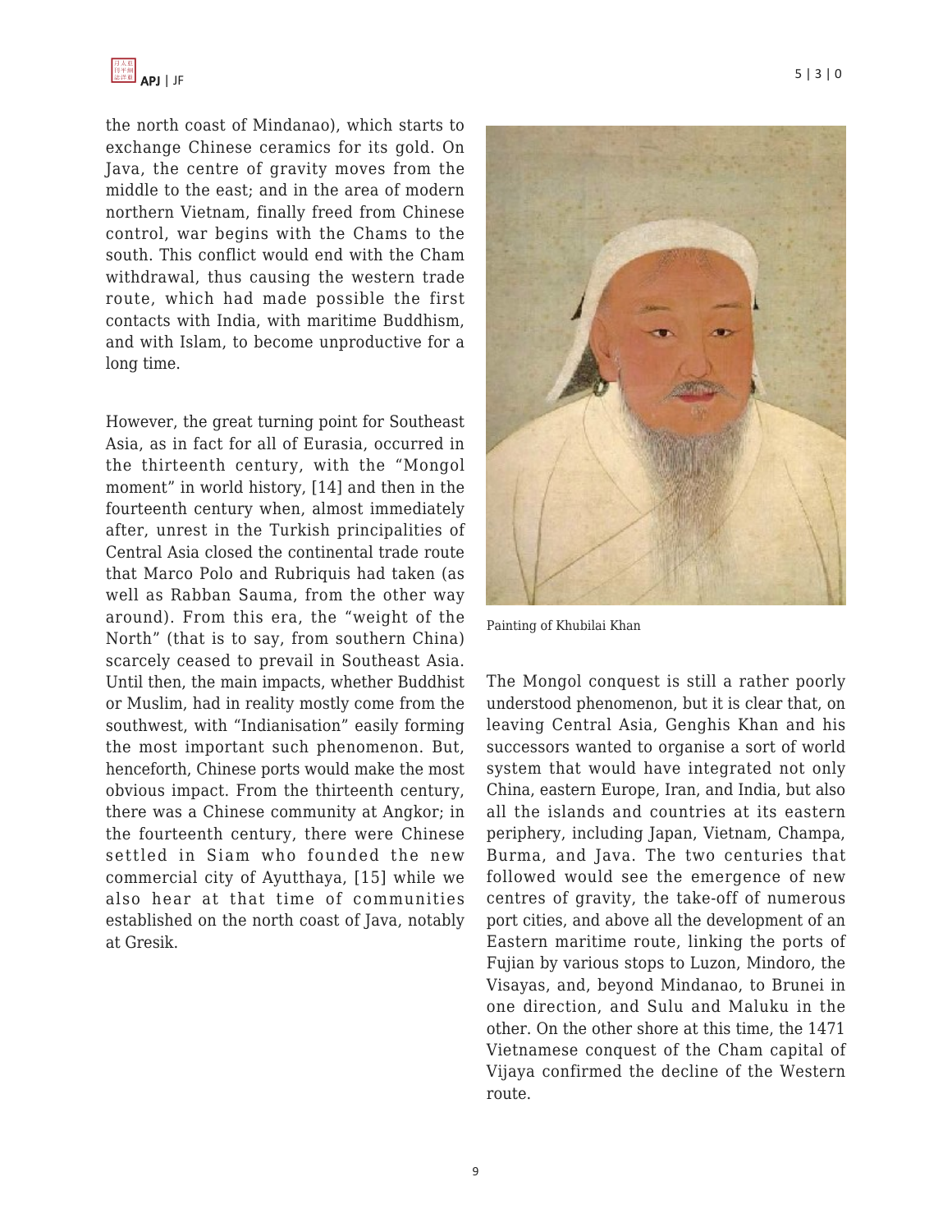the north coast of Mindanao), which starts to exchange Chinese ceramics for its gold. On Java, the centre of gravity moves from the middle to the east; and in the area of modern northern Vietnam, finally freed from Chinese control, war begins with the Chams to the south. This conflict would end with the Cham withdrawal, thus causing the western trade route, which had made possible the first contacts with India, with maritime Buddhism, and with Islam, to become unproductive for a long time.

However, the great turning point for Southeast Asia, as in fact for all of Eurasia, occurred in the thirteenth century, with the "Mongol moment" in world history, [14] and then in the fourteenth century when, almost immediately after, unrest in the Turkish principalities of Central Asia closed the continental trade route that Marco Polo and Rubriquis had taken (as well as Rabban Sauma, from the other way around). From this era, the "weight of the North" (that is to say, from southern China) scarcely ceased to prevail in Southeast Asia. Until then, the main impacts, whether Buddhist or Muslim, had in reality mostly come from the southwest, with "Indianisation" easily forming the most important such phenomenon. But, henceforth, Chinese ports would make the most obvious impact. From the thirteenth century, there was a Chinese community at Angkor; in the fourteenth century, there were Chinese settled in Siam who founded the new commercial city of Ayutthaya, [15] while we also hear at that time of communities established on the north coast of Java, notably at Gresik.

Painting of Khubilai Khan

The Mongol conquest is still a rather poorly understood phenomenon, but it is clear that, on leaving Central Asia, Genghis Khan and his successors wanted to organise a sort of world system that would have integrated not only China, eastern Europe, Iran, and India, but also all the islands and countries at its eastern periphery, including Japan, Vietnam, Champa, Burma, and Java. The two centuries that followed would see the emergence of new centres of gravity, the take-off of numerous port cities, and above all the development of an Eastern maritime route, linking the ports of Fujian by various stops to Luzon, Mindoro, the Visayas, and, beyond Mindanao, to Brunei in one direction, and Sulu and Maluku in the other. On the other shore at this time, the 1471 Vietnamese conquest of the Cham capital of Vijaya confirmed the decline of the Western route.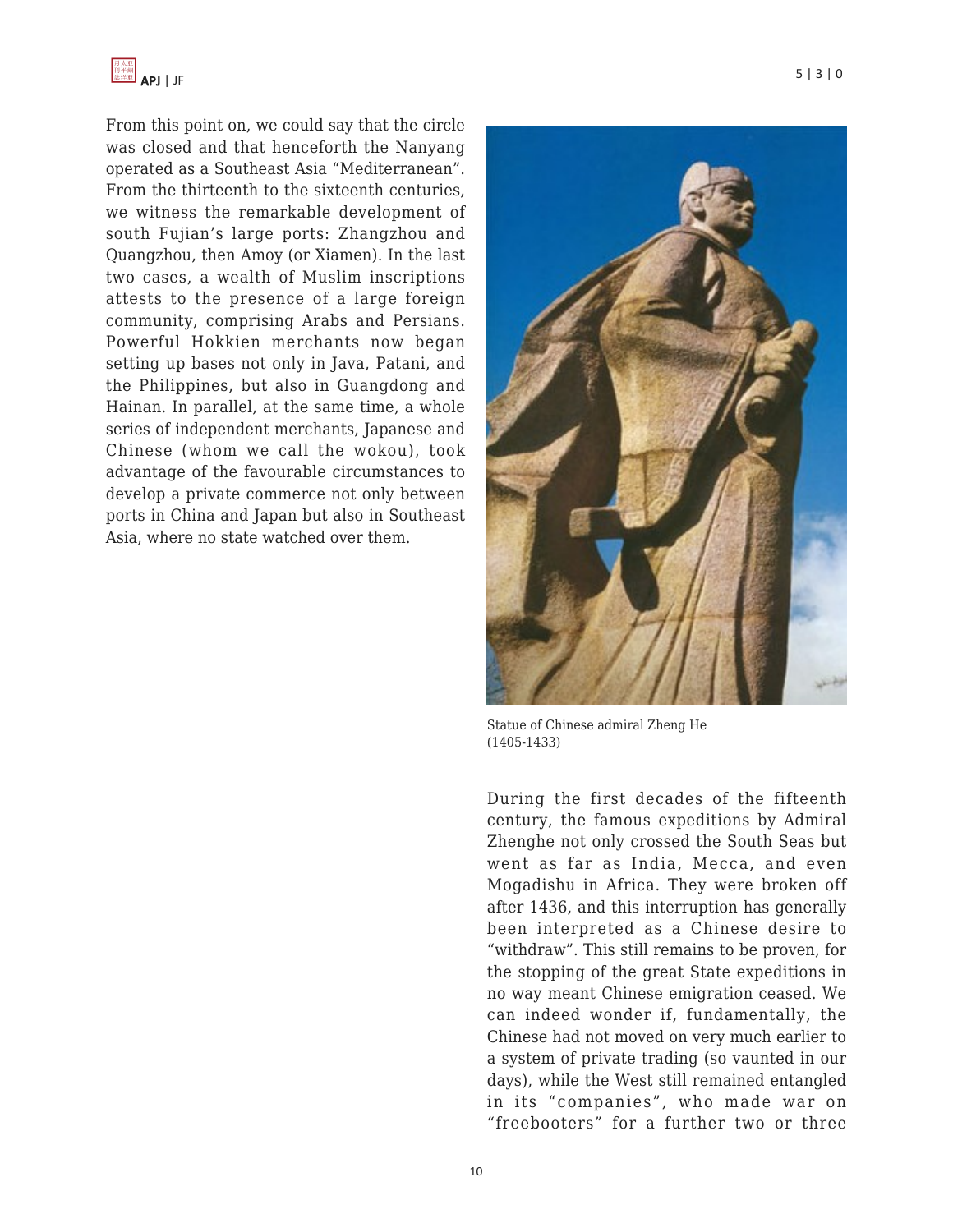From this point on, we could say that the circle was closed and that henceforth the Nanyang operated as a Southeast Asia “Mediterranean”. From the thirteenth to the sixteenth centuries, we witness the remarkable development of south Fujian’s large ports: Zhangzhou and Quangzhou, then Amoy (or Xiamen). In the last two cases, a wealth of Muslim inscriptions attests to the presence of a large foreign community, comprising Arabs and Persians. Powerful Hokkien merchants now began setting up bases not only in Java, Patani, and the Philippines, but also in Guangdong and Hainan. In parallel, at the same time, a whole series of independent merchants, Japanese and Chinese (whom we call the wokou), took advantage of the favourable circumstances to develop a private commerce not only between ports in China and Japan but also in Southeast Asia, where no state watched over them.

Statue of Chinese admiral Zheng He (1405-1433)

During the first decades of the fifteenth century, the famous expeditions by Admiral Zhenghe not only crossed the South Seas but went as far as India, Mecca, and even Mogadishu in Africa. They were broken off after 1436, and this interruption has generally been interpreted as a Chinese desire to “withdraw”. This still remains to be proven, for the stopping of the great State expeditions in no way meant Chinese emigration ceased. We can indeed wonder if, fundamentally, the Chinese had not moved on very much earlier to a system of private trading (so vaunted in our days), while the West still remained entangled in its “companies”, who made war on “freebooters” for a further two or three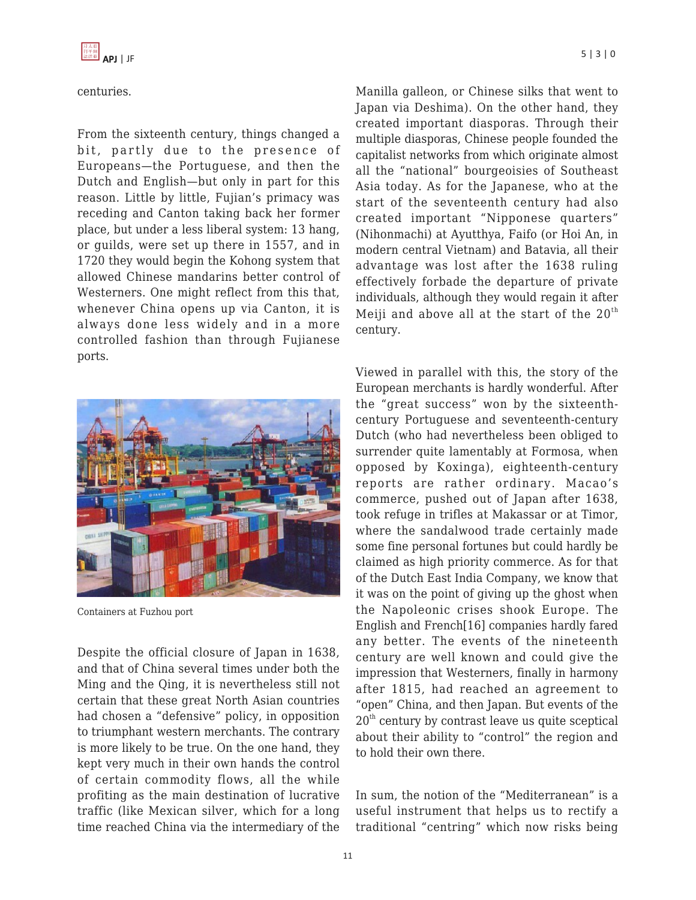centuries.

From the sixteenth century, things changed a bit, partly due to the presence of Europeans—the Portuguese, and then the Dutch and English—but only in part for this reason. Little by little, Fujian's primacy was receding and Canton taking back her former place, but under a less liberal system: 13 hang, or guilds, were set up there in 1557, and in 1720 they would begin the Kohong system that allowed Chinese mandarins better control of Westerners. One might reflect from this that, whenever China opens up via Canton, it is always done less widely and in a more controlled fashion than through Fujianese ports.

Containers at Fuzhou port

Despite the official closure of Japan in 1638, and that of China several times under both the Ming and the Qing, it is nevertheless still not certain that these great North Asian countries had chosen a "defensive" policy, in opposition to triumphant western merchants. The contrary is more likely to be true. On the one hand, they kept very much in their own hands the control of certain commodity flows, all the while profiting as the main destination of lucrative traffic (like Mexican silver, which for a long time reached China via the intermediary of the Manilla galleon, or Chinese silks that went to Japan via Deshima). On the other hand, they created important diasporas. Through their multiple diasporas, Chinese people founded the capitalist networks from which originate almost all the "national" bourgeoisies of Southeast Asia today. As for the Japanese, who at the start of the seventeenth century had also created important "Nipponese quarters" (Nihonmachi) at Ayutthya, Faifo (or Hoi An, in modern central Vietnam) and Batavia, all their advantage was lost after the 1638 ruling effectively forbade the departure of private individuals, although they would regain it after Meiji and above all at the start of the 20th century.

Viewed in parallel with this, the story of the European merchants is hardly wonderful. After the "great success" won by the sixteenth-century Portuguese and seventeenth-century Dutch (who had nevertheless been obliged to surrender quite lamentably at Formosa, when opposed by Koxinga), eighteenth-century reports are rather ordinary. Macao's commerce, pushed out of Japan after 1638, took refuge in trifles at Makassar or at Timor, where the sandalwood trade certainly made some fine personal fortunes but could hardly be claimed as high priority commerce. As for that of the Dutch East India Company, we know that it was on the point of giving up the ghost when the Napoleonic crises shook Europe. The English and French[16] companies hardly fared any better. The events of the nineteenth century are well known and could give the impression that Westerners, finally in harmony after 1815, had reached an agreement to "open" China, and then Japan. But events of the 20th century by contrast leave us quite sceptical about their ability to "control" the region and to hold their own there.

In sum, the notion of the "Mediterranean" is a useful instrument that helps us to rectify a traditional "centring" which now risks being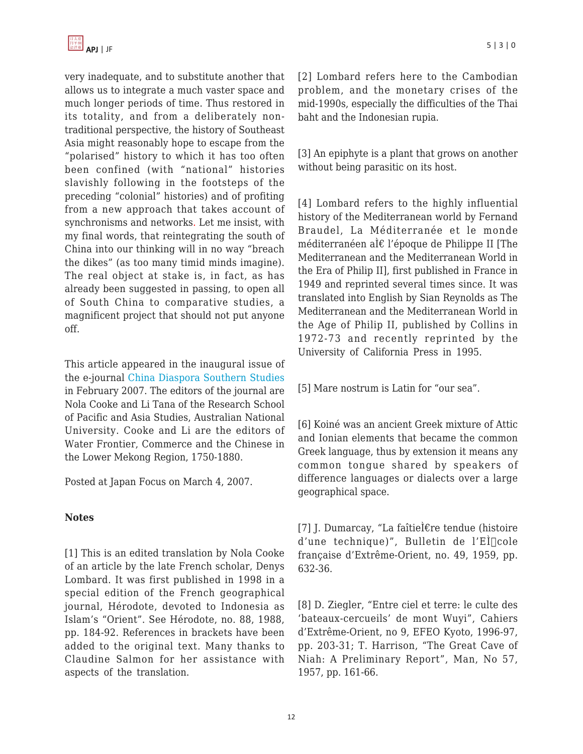very inadequate, and to substitute another that allows us to integrate a much vaster space and much longer periods of time. Thus restored in its totality, and from a deliberately non-traditional perspective, the history of Southeast Asia might reasonably hope to escape from the "polarised" history to which it has too often been confined (with "national" histories slavishly following in the footsteps of the preceding "colonial" histories) and of profiting from a new approach that takes account of synchronisms and networks. Let me insist, with my final words, that reintegrating the south of China into our thinking will in no way "breach the dikes" (as too many timid minds imagine). The real object at stake is, in fact, as has already been suggested in passing, to open all of South China to comparative studies, a magnificent project that should not put anyone off.

This article appeared in the inaugural issue of the e-journal China Diaspora Southern Studies in February 2007. The editors of the journal are Nola Cooke and Li Tana of the Research School of Pacific and Asia Studies, Australian National University. Cooke and Li are the editors of Water Frontier, Commerce and the Chinese in the Lower Mekong Region, 1750-1880.

Posted at Japan Focus on March 4, 2007.

**Notes**

[1] This is an edited translation by Nola Cooke of an article by the late French scholar, Denys Lombard. It was first published in 1998 in a special edition of the French geographical journal, Hérodote, devoted to Indonesia as Islam's "Orient". See Hérodote, no. 88, 1988, pp. 184-92. References in brackets have been added to the original text. Many thanks to Claudine Salmon for her assistance with aspects of the translation.

[2] Lombard refers here to the Cambodian problem, and the monetary crises of the mid-1990s, especially the difficulties of the Thai baht and the Indonesian rupia.

[3] An epiphyte is a plant that grows on another without being parasitic on its host.

[4] Lombard refers to the highly influential history of the Mediterranean world by Fernand Braudel, La Méditerranée et le monde méditerranéen aÌ€ l'époque de Philippe II [The Mediterranean and the Mediterranean World in the Era of Philip II], first published in France in 1949 and reprinted several times since. It was translated into English by Sian Reynolds as The Mediterranean and the Mediterranean World in the Age of Philip II, published by Collins in 1972-73 and recently reprinted by the University of California Press in 1995.

[5] Mare nostrum is Latin for "our sea".

[6] Koiné was an ancient Greek mixture of Attic and Ionian elements that became the common Greek language, thus by extension it means any common tongue shared by speakers of difference languages or dialects over a large geographical space.

[7] J. Dumarcay, "La faîtieÌ€re tendue (histoire d'une technique)", Bulletin de l'EÌcole française d'Extrême-Orient, no. 49, 1959, pp. 632-36.

[8] D. Ziegler, "Entre ciel et terre: le culte des 'bateaux-cercueils' de mont Wuyi", Cahiers d'Extrême-Orient, no 9, EFEO Kyoto, 1996-97, pp. 203-31; T. Harrison, "The Great Cave of Niah: A Preliminary Report", Man, No 57, 1957, pp. 161-66.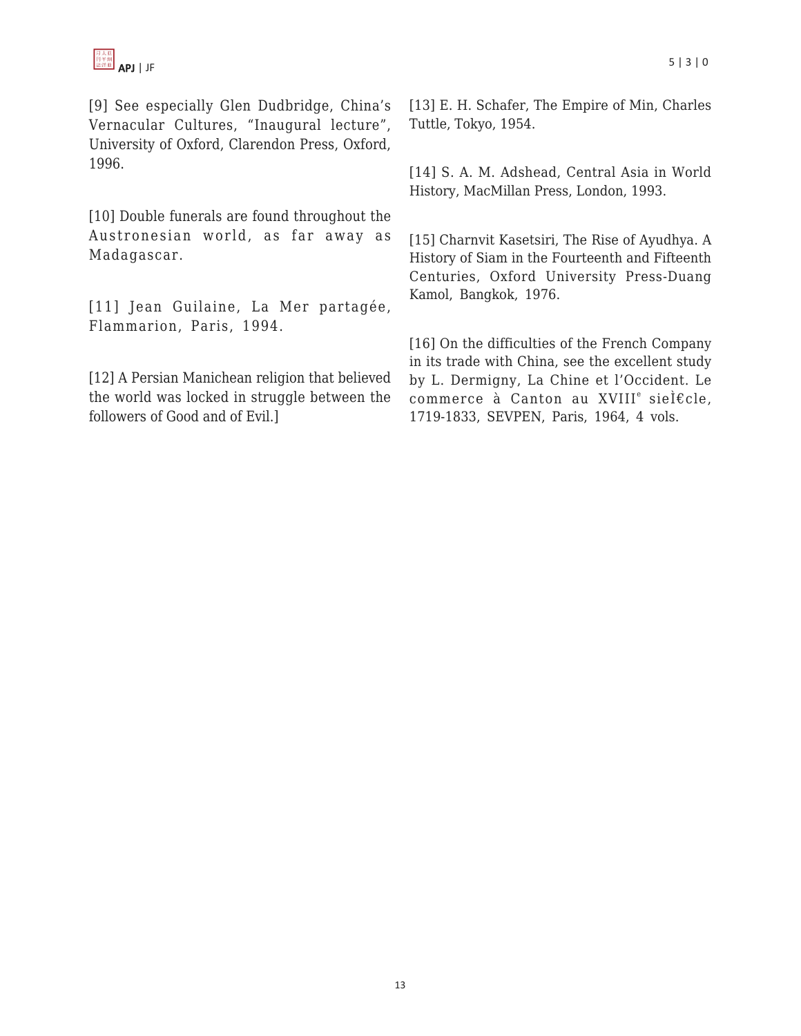[9] See especially Glen Dudbridge, China's Vernacular Cultures, "Inaugural lecture", University of Oxford, Clarendon Press, Oxford, 1996.

[10] Double funerals are found throughout the Austronesian world, as far away as Madagascar.

[11] Jean Guilaine, La Mer partagée, Flammarion, Paris, 1994.

[12] A Persian Manichean religion that believed the world was locked in struggle between the followers of Good and of Evil.]

[13] E. H. Schafer, The Empire of Min, Charles Tuttle, Tokyo, 1954.

[14] S. A. M. Adshead, Central Asia in World History, MacMillan Press, London, 1993.

[15] Charnvit Kasetsiri, The Rise of Ayudhya. A History of Siam in the Fourteenth and Fifteenth Centuries, Oxford University Press-Duang Kamol, Bangkok, 1976.

[16] On the difficulties of the French Company in its trade with China, see the excellent study by L. Dermigny, La Chine et l'Occident. Le commerce à Canton au XVIII[e] sieÌ€cle, 1719-1833, SEVPEN, Paris, 1964, 4 vols.